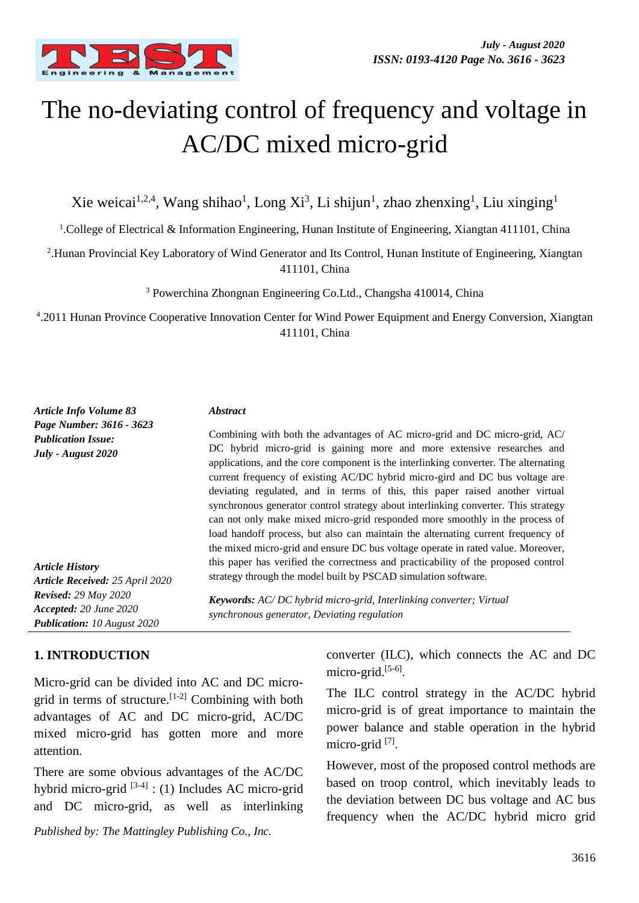# The no-deviating control of frequency and voltage in AC/DC mixed micro-grid

Xie weicai[1,2,4], Wang shihao[1], Long Xi[3], Li shijun[1], zhao zhenxing[1], Liu xinging[1]

[1].College of Electrical & Information Engineering, Hunan Institute of Engineering, Xiangtan 411101, China

[2].Hunan Provincial Key Laboratory of Wind Generator and Its Control, Hunan Institute of Engineering, Xiangtan 411101, China

[3] Powerchina Zhongnan Engineering Co.Ltd., Changsha 410014, China

[4].2011 Hunan Province Cooperative Innovation Center for Wind Power Equipment and Energy Conversion, Xiangtan 411101, China

***Article Info Volume 83***
***Page Number: 3616 - 3623***
***Publication Issue:***
***July - August 2020***

***Article History***
***Article Received:*** *25 April 2020*
***Revised:*** *29 May 2020*
***Accepted:*** *20 June 2020*
***Publication:*** *10 August 2020*

***Abstract***

Combining with both the advantages of AC micro-grid and DC micro-grid, AC/ DC hybrid micro-grid is gaining more and more extensive researches and applications, and the core component is the interlinking converter. The alternating current frequency of existing AC/DC hybrid micro-gird and DC bus voltage are deviating regulated, and in terms of this, this paper raised another virtual synchronous generator control strategy about interlinking converter. This strategy can not only make mixed micro-grid responded more smoothly in the process of load handoff process, but also can maintain the alternating current frequency of the mixed micro-grid and ensure DC bus voltage operate in rated value. Moreover, this paper has verified the correctness and practicability of the proposed control strategy through the model built by PSCAD simulation software.

***Keywords:*** *AC/ DC hybrid micro-grid, Interlinking converter; Virtual synchronous generator, Deviating regulation*

## 1. INTRODUCTION

Micro-grid can be divided into AC and DC micro-grid in terms of structure.[1-2] Combining with both advantages of AC and DC micro-grid, AC/DC mixed micro-grid has gotten more and more attention.

There are some obvious advantages of the AC/DC hybrid micro-grid [3-4] : (1) Includes AC micro-grid and DC micro-grid, as well as interlinking converter (ILC), which connects the AC and DC micro-grid.[5-6].

The ILC control strategy in the AC/DC hybrid micro-grid is of great importance to maintain the power balance and stable operation in the hybrid micro-grid [7].

However, most of the proposed control methods are based on troop control, which inevitably leads to the deviation between DC bus voltage and AC bus frequency when the AC/DC hybrid micro grid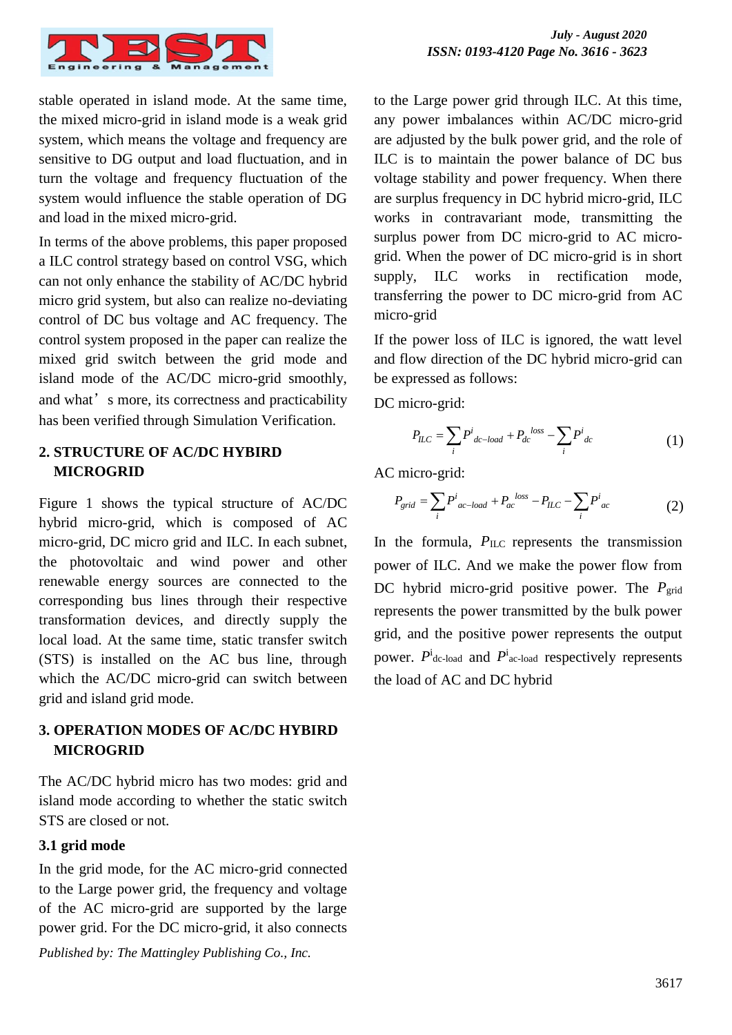stable operated in island mode. At the same time, the mixed micro-grid in island mode is a weak grid system, which means the voltage and frequency are sensitive to DG output and load fluctuation, and in turn the voltage and frequency fluctuation of the system would influence the stable operation of DG and load in the mixed micro-grid.

In terms of the above problems, this paper proposed a ILC control strategy based on control VSG, which can not only enhance the stability of AC/DC hybrid micro grid system, but also can realize no-deviating control of DC bus voltage and AC frequency. The control system proposed in the paper can realize the mixed grid switch between the grid mode and island mode of the AC/DC micro-grid smoothly, and what' s more, its correctness and practicability has been verified through Simulation Verification.

## 2. STRUCTURE OF AC/DC HYBIRD MICROGRID

Figure 1 shows the typical structure of AC/DC hybrid micro-grid, which is composed of AC micro-grid, DC micro grid and ILC. In each subnet, the photovoltaic and wind power and other renewable energy sources are connected to the corresponding bus lines through their respective transformation devices, and directly supply the local load. At the same time, static transfer switch (STS) is installed on the AC bus line, through which the AC/DC micro-grid can switch between grid and island grid mode.

## 3. OPERATION MODES OF AC/DC HYBIRD MICROGRID

The AC/DC hybrid micro has two modes: grid and island mode according to whether the static switch STS are closed or not.

### 3.1 grid mode

In the grid mode, for the AC micro-grid connected to the Large power grid, the frequency and voltage of the AC micro-grid are supported by the large power grid. For the DC micro-grid, it also connects to the Large power grid through ILC. At this time, any power imbalances within AC/DC micro-grid are adjusted by the bulk power grid, and the role of ILC is to maintain the power balance of DC bus voltage stability and power frequency. When there are surplus frequency in DC hybrid micro-grid, ILC works in contravariant mode, transmitting the surplus power from DC micro-grid to AC micro-grid. When the power of DC micro-grid is in short supply, ILC works in rectification mode, transferring the power to DC micro-grid from AC micro-grid

If the power loss of ILC is ignored, the watt level and flow direction of the DC hybrid micro-grid can be expressed as follows:

DC micro-grid:

$$P_{ILC} = \sum_i P^i{}_{dc-load} + P_{dc}{}^{loss} - \sum_i P^i{}_{dc} \tag{1}$$

AC micro-grid:

$$P_{grid} = \sum_i P^i{}_{ac-load} + P_{ac}{}^{loss} - P_{ILC} - \sum_i P^i{}_{ac} \tag{2}$$

In the formula, $P_{\mathrm{ILC}}$ represents the transmission power of ILC. And we make the power flow from DC hybrid micro-grid positive power. The $P_{\mathrm{grid}}$ represents the power transmitted by the bulk power grid, and the positive power represents the output power. $P^{\mathrm{i}}{}_{\mathrm{dc\text{-}load}}$ and $P^{\mathrm{i}}{}_{\mathrm{ac\text{-}load}}$ respectively represents the load of AC and DC hybrid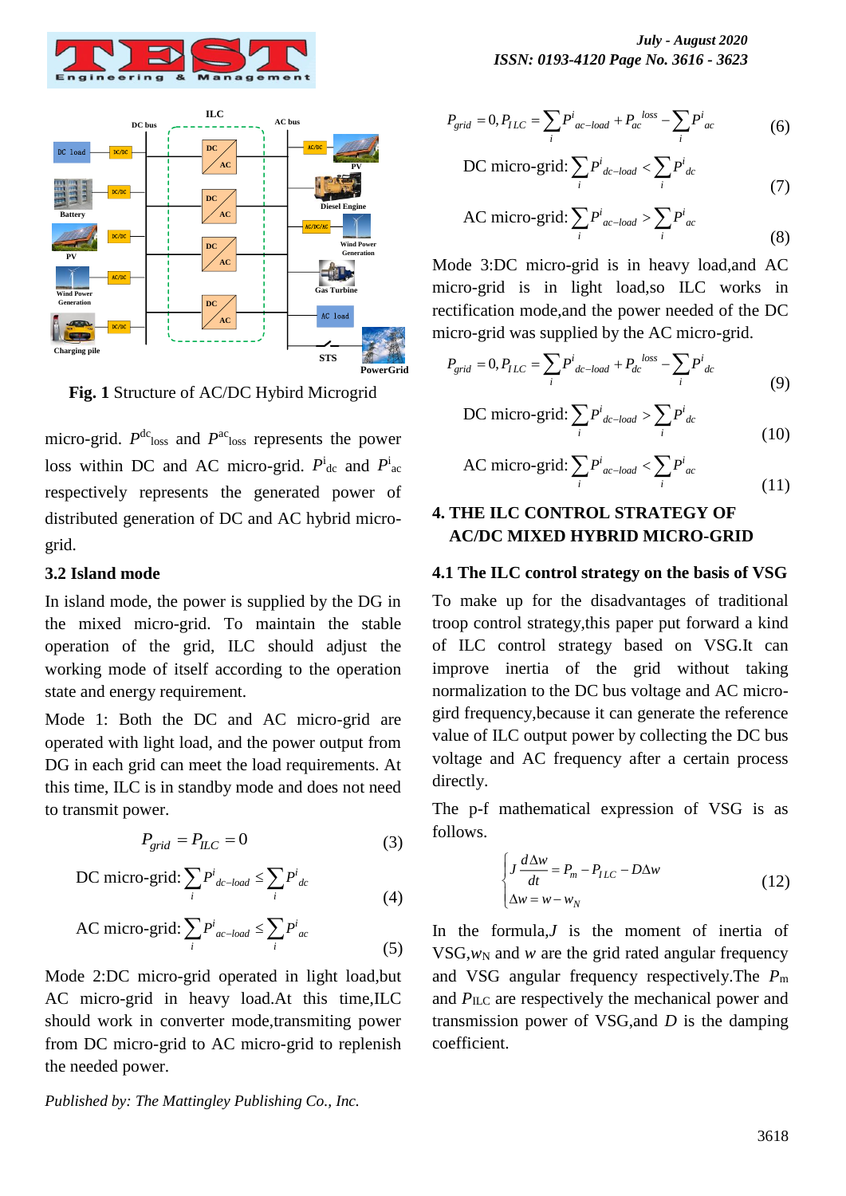**Fig. 1** Structure of AC/DC Hybird Microgrid

micro-grid. $P^{dc}_{loss}$ and $P^{ac}_{loss}$ represents the power loss within DC and AC micro-grid. $P^{i}_{dc}$ and $P^{i}_{ac}$ respectively represents the generated power of distributed generation of DC and AC hybrid micro-grid.

### 3.2 Island mode

In island mode, the power is supplied by the DG in the mixed micro-grid. To maintain the stable operation of the grid, ILC should adjust the working mode of itself according to the operation state and energy requirement.

Mode 1: Both the DC and AC micro-grid are operated with light load, and the power output from DG in each grid can meet the load requirements. At this time, ILC is in standby mode and does not need to transmit power.

$$P_{grid} = P_{ILC} = 0 \tag{3}$$

$$\text{DC micro-grid: } \sum_i P^{i}_{dc-load} \le \sum_i P^{i}_{dc} \tag{4}$$

$$\text{AC micro-grid: } \sum_i P^{i}_{ac-load} \le \sum_i P^{i}_{ac} \tag{5}$$

Mode 2:DC micro-grid operated in light load,but AC micro-grid in heavy load.At this time,ILC should work in converter mode,transmiting power from DC micro-grid to AC micro-grid to replenish the needed power.

$$P_{grid} = 0, P_{ILC} = \sum_i P^{i}_{ac-load} + P^{loss}_{ac} - \sum_i P^{i}_{ac} \tag{6}$$

$$\text{DC micro-grid: } \sum_i P^{i}_{dc-load} < \sum_i P^{i}_{dc} \tag{7}$$

$$\text{AC micro-grid: } \sum_i P^{i}_{ac-load} > \sum_i P^{i}_{ac} \tag{8}$$

Mode 3:DC micro-grid is in heavy load,and AC micro-grid is in light load,so ILC works in rectification mode,and the power needed of the DC micro-grid was supplied by the AC micro-grid.

$$P_{grid} = 0, P_{ILC} = \sum_i P^{i}_{dc-load} + P^{loss}_{dc} - \sum_i P^{i}_{dc} \tag{9}$$

$$\text{DC micro-grid: } \sum_i P^{i}_{dc-load} > \sum_i P^{i}_{dc} \tag{10}$$

$$\text{AC micro-grid: } \sum_i P^{i}_{ac-load} < \sum_i P^{i}_{ac} \tag{11}$$

## 4. THE ILC CONTROL STRATEGY OF AC/DC MIXED HYBRID MICRO-GRID

### 4.1 The ILC control strategy on the basis of VSG

To make up for the disadvantages of traditional troop control strategy,this paper put forward a kind of ILC control strategy based on VSG.It can improve inertia of the grid without taking normalization to the DC bus voltage and AC micro-gird frequency,because it can generate the reference value of ILC output power by collecting the DC bus voltage and AC frequency after a certain process directly.

The p-f mathematical expression of VSG is as follows.

$$\begin{cases} J\dfrac{d\Delta w}{dt} = P_m - P_{ILC} - D\Delta w \\ \Delta w = w - w_N \end{cases} \tag{12}$$

In the formula,$J$ is the moment of inertia of VSG,$w_N$ and $w$ are the grid rated angular frequency and VSG angular frequency respectively.The $P_m$ and $P_{ILC}$ are respectively the mechanical power and transmission power of VSG,and $D$ is the damping coefficient.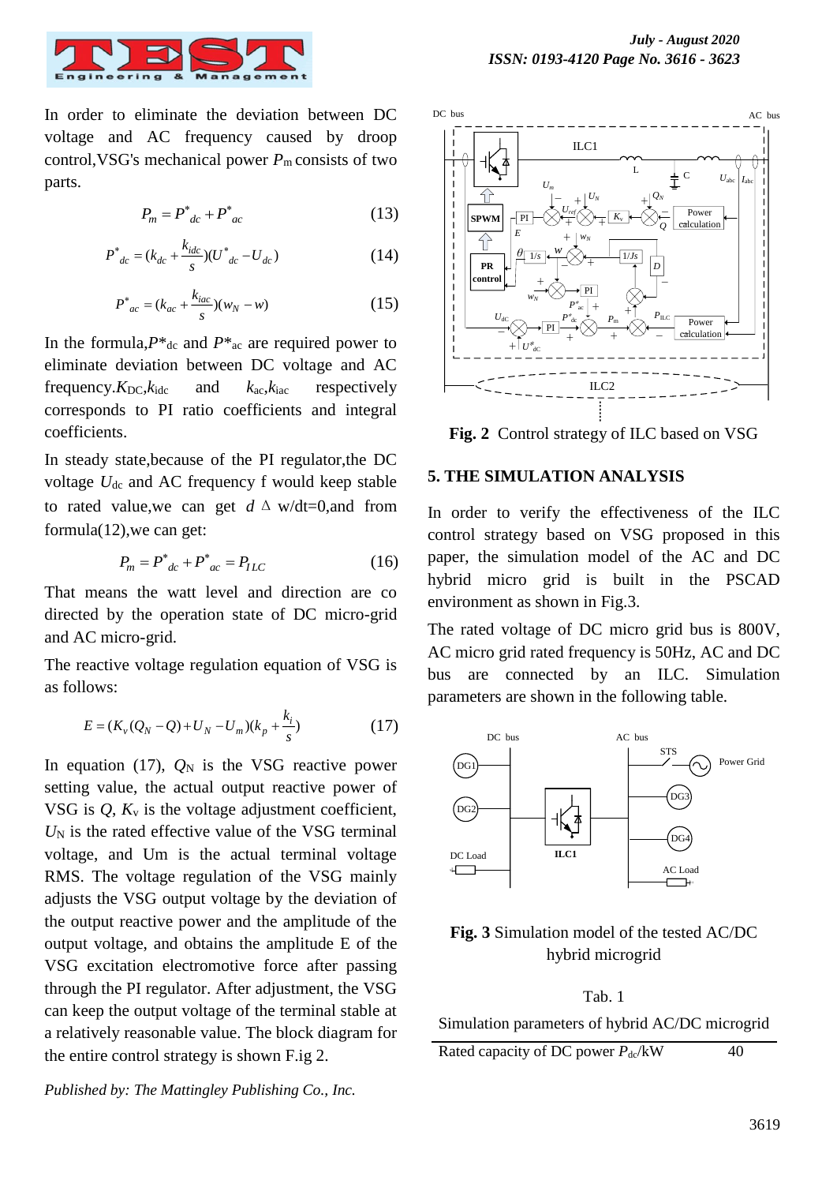In order to eliminate the deviation between DC voltage and AC frequency caused by droop control,VSG's mechanical power $P_m$ consists of two parts.

$$P_m = P^*_{dc} + P^*_{ac} \tag{13}$$

$$P^*_{dc} = (k_{dc} + \frac{k_{idc}}{s})(U^*_{dc} - U_{dc}) \tag{14}$$

$$P^*_{ac} = (k_{ac} + \frac{k_{iac}}{s})(w_N - w) \tag{15}$$

In the formula,$P^*_{dc}$ and $P^*_{ac}$ are required power to eliminate deviation between DC voltage and AC frequency.$K_{DC}$,$k_{idc}$ and $k_{ac}$,$k_{iac}$ respectively corresponds to PI ratio coefficients and integral coefficients.

In steady state,because of the PI regulator,the DC voltage $U_{dc}$ and AC frequency f would keep stable to rated value,we can get $d\Delta w/dt=0$,and from formula(12),we can get:

$$P_m = P^*_{dc} + P^*_{ac} = P_{ILC} \tag{16}$$

That means the watt level and direction are co directed by the operation state of DC micro-grid and AC micro-grid.

The reactive voltage regulation equation of VSG is as follows:

$$E = (K_v(Q_N - Q) + U_N - U_m)(k_p + \frac{k_i}{s}) \tag{17}$$

In equation (17), $Q_N$ is the VSG reactive power setting value, the actual output reactive power of VSG is $Q$, $K_v$ is the voltage adjustment coefficient, $U_N$ is the rated effective value of the VSG terminal voltage, and Um is the actual terminal voltage RMS. The voltage regulation of the VSG mainly adjusts the VSG output voltage by the deviation of the output reactive power and the amplitude of the output voltage, and obtains the amplitude E of the VSG excitation electromotive force after passing through the PI regulator. After adjustment, the VSG can keep the output voltage of the terminal stable at a relatively reasonable value. The block diagram for the entire control strategy is shown F.ig 2.

**Fig. 2** Control strategy of ILC based on VSG

## 5. THE SIMULATION ANALYSIS

In order to verify the effectiveness of the ILC control strategy based on VSG proposed in this paper, the simulation model of the AC and DC hybrid micro grid is built in the PSCAD environment as shown in Fig.3.

The rated voltage of DC micro grid bus is 800V, AC micro grid rated frequency is 50Hz, AC and DC bus are connected by an ILC. Simulation parameters are shown in the following table.

**Fig. 3** Simulation model of the tested AC/DC hybrid microgrid

Tab. 1

Simulation parameters of hybrid AC/DC microgrid

| | |
|---|---|
| Rated capacity of DC power $P_{dc}$/kW | 40 |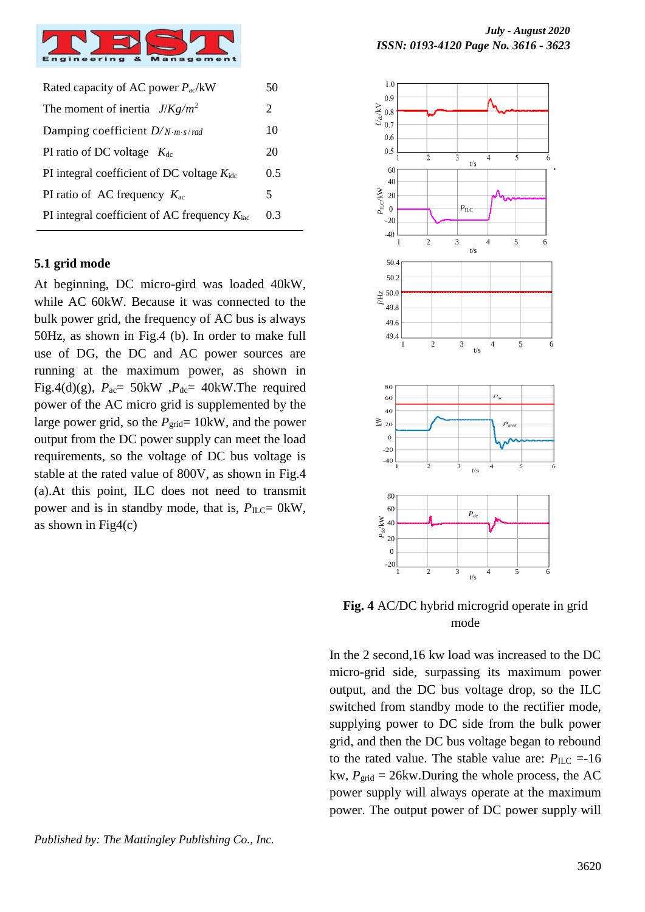| | |
|---|---|
| Rated capacity of AC power $P_{ac}$/kW | 50 |
| The moment of inertia $J/Kg/m^2$ | 2 |
| Damping coefficient $D/N \cdot m \cdot s/rad$ | 10 |
| PI ratio of DC voltage $K_{dc}$ | 20 |
| PI integral coefficient of DC voltage $K_{idc}$ | 0.5 |
| PI ratio of AC frequency $K_{ac}$ | 5 |
| PI integral coefficient of AC frequency $K_{iac}$ | 0.3 |

### 5.1 grid mode

At beginning, DC micro-gird was loaded 40kW, while AC 60kW. Because it was connected to the bulk power grid, the frequency of AC bus is always 50Hz, as shown in Fig.4 (b). In order to make full use of DG, the DC and AC power sources are running at the maximum power, as shown in Fig.4(d)(g), $P_{ac}$= 50kW ,$P_{dc}$= 40kW.The required power of the AC micro grid is supplemented by the large power grid, so the $P_{grid}$= 10kW, and the power output from the DC power supply can meet the load requirements, so the voltage of DC bus voltage is stable at the rated value of 800V, as shown in Fig.4 (a).At this point, ILC does not need to transmit power and is in standby mode, that is, $P_{ILC}$= 0kW, as shown in Fig4(c)

**Fig. 4** AC/DC hybrid microgrid operate in grid mode

In the 2 second,16 kw load was increased to the DC micro-grid side, surpassing its maximum power output, and the DC bus voltage drop, so the ILC switched from standby mode to the rectifier mode, supplying power to DC side from the bulk power grid, and then the DC bus voltage began to rebound to the rated value. The stable value are: $P_{ILC}$ =-16 kw, $P_{grid}$ = 26kw.During the whole process, the AC power supply will always operate at the maximum power. The output power of DC power supply will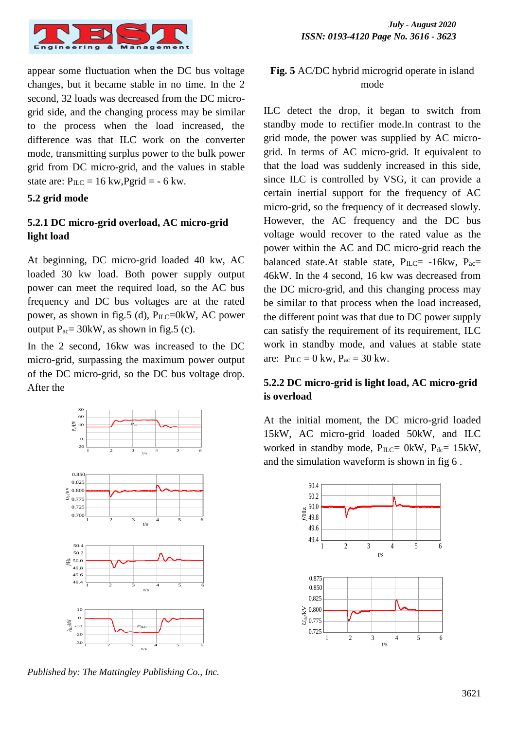appear some fluctuation when the DC bus voltage changes, but it became stable in no time. In the 2 second, 32 loads was decreased from the DC micro-grid side, and the changing process may be similar to the process when the load increased, the difference was that ILC work on the converter mode, transmitting surplus power to the bulk power grid from DC micro-grid, and the values in stable state are: $P_{ILC}$ = 16 kw,Pgrid = - 6 kw.

### 5.2 grid mode

#### 5.2.1 DC micro-grid overload, AC micro-grid light load

At beginning, DC micro-grid loaded 40 kw, AC loaded 30 kw load. Both power supply output power can meet the required load, so the AC bus frequency and DC bus voltages are at the rated power, as shown in fig.5 (d), $P_{ILC}$=0kW, AC power output $P_{ac}$= 30kW, as shown in fig.5 (c).

In the 2 second, 16kw was increased to the DC micro-grid, surpassing the maximum power output of the DC micro-grid, so the DC bus voltage drop. After the

**Fig. 5** AC/DC hybrid microgrid operate in island mode

ILC detect the drop, it began to switch from standby mode to rectifier mode.In contrast to the grid mode, the power was supplied by AC micro-grid. In terms of AC micro-grid. It equivalent to that the load was suddenly increased in this side, since ILC is controlled by VSG, it can provide a certain inertial support for the frequency of AC micro-grid, so the frequency of it decreased slowly. However, the AC frequency and the DC bus voltage would recover to the rated value as the power within the AC and DC micro-grid reach the balanced state.At stable state, $P_{ILC}$= -16kw, $P_{ac}$= 46kW. In the 4 second, 16 kw was decreased from the DC micro-grid, and this changing process may be similar to that process when the load increased, the different point was that due to DC power supply can satisfy the requirement of its requirement, ILC work in standby mode, and values at stable state are: $P_{ILC}$ = 0 kw, $P_{ac}$ = 30 kw.

#### 5.2.2 DC micro-grid is light load, AC micro-grid is overload

At the initial moment, the DC micro-grid loaded 15kW, AC micro-grid loaded 50kW, and ILC worked in standby mode, $P_{ILC}$= 0kW, $P_{dc}$= 15kW, and the simulation waveform is shown in fig 6 .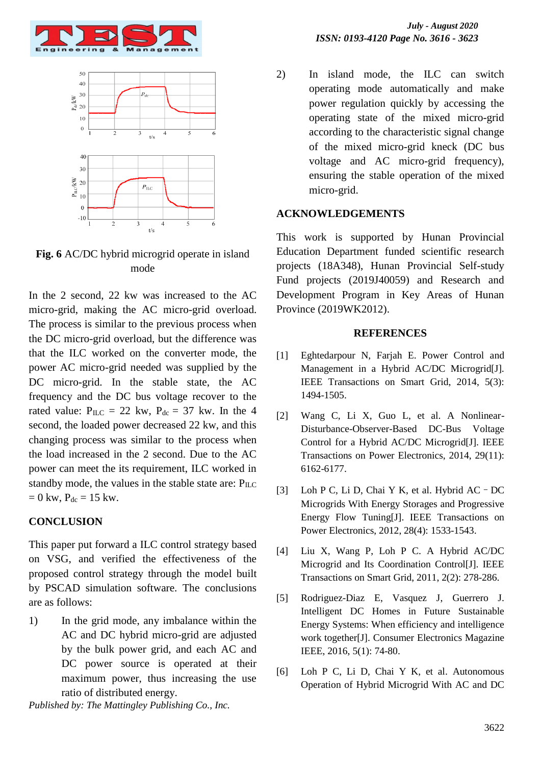**Fig. 6** AC/DC hybrid microgrid operate in island mode

In the 2 second, 22 kw was increased to the AC micro-grid, making the AC micro-grid overload. The process is similar to the previous process when the DC micro-grid overload, but the difference was that the ILC worked on the converter mode, the power AC micro-grid needed was supplied by the DC micro-grid. In the stable state, the AC frequency and the DC bus voltage recover to the rated value: $P_{ILC}$ = 22 kw, $P_{dc}$ = 37 kw. In the 4 second, the loaded power decreased 22 kw, and this changing process was similar to the process when the load increased in the 2 second. Due to the AC power can meet the its requirement, ILC worked in standby mode, the values in the stable state are: $P_{ILC}$ = 0 kw, $P_{dc}$ = 15 kw.

## CONCLUSION

This paper put forward a ILC control strategy based on VSG, and verified the effectiveness of the proposed control strategy through the model built by PSCAD simulation software. The conclusions are as follows:

1) In the grid mode, any imbalance within the AC and DC hybrid micro-grid are adjusted by the bulk power grid, and each AC and DC power source is operated at their maximum power, thus increasing the use ratio of distributed energy.

2) In island mode, the ILC can switch operating mode automatically and make power regulation quickly by accessing the operating state of the mixed micro-grid according to the characteristic signal change of the mixed micro-grid kneck (DC bus voltage and AC micro-grid frequency), ensuring the stable operation of the mixed micro-grid.

*Published by: The Mattingley Publishing Co., Inc.*

## ACKNOWLEDGEMENTS

This work is supported by Hunan Provincial Education Department funded scientific research projects (18A348), Hunan Provincial Self-study Fund projects (2019J40059) and Research and Development Program in Key Areas of Hunan Province (2019WK2012).

## REFERENCES

[1] Eghtedarpour N, Farjah E. Power Control and Management in a Hybrid AC/DC Microgrid[J]. IEEE Transactions on Smart Grid, 2014, 5(3): 1494-1505.

[2] Wang C, Li X, Guo L, et al. A Nonlinear-Disturbance-Observer-Based DC-Bus Voltage Control for a Hybrid AC/DC Microgrid[J]. IEEE Transactions on Power Electronics, 2014, 29(11): 6162-6177.

[3] Loh P C, Li D, Chai Y K, et al. Hybrid AC–DC Microgrids With Energy Storages and Progressive Energy Flow Tuning[J]. IEEE Transactions on Power Electronics, 2012, 28(4): 1533-1543.

[4] Liu X, Wang P, Loh P C. A Hybrid AC/DC Microgrid and Its Coordination Control[J]. IEEE Transactions on Smart Grid, 2011, 2(2): 278-286.

[5] Rodriguez-Diaz E, Vasquez J, Guerrero J. Intelligent DC Homes in Future Sustainable Energy Systems: When efficiency and intelligence work together[J]. Consumer Electronics Magazine IEEE, 2016, 5(1): 74-80.

[6] Loh P C, Li D, Chai Y K, et al. Autonomous Operation of Hybrid Microgrid With AC and DC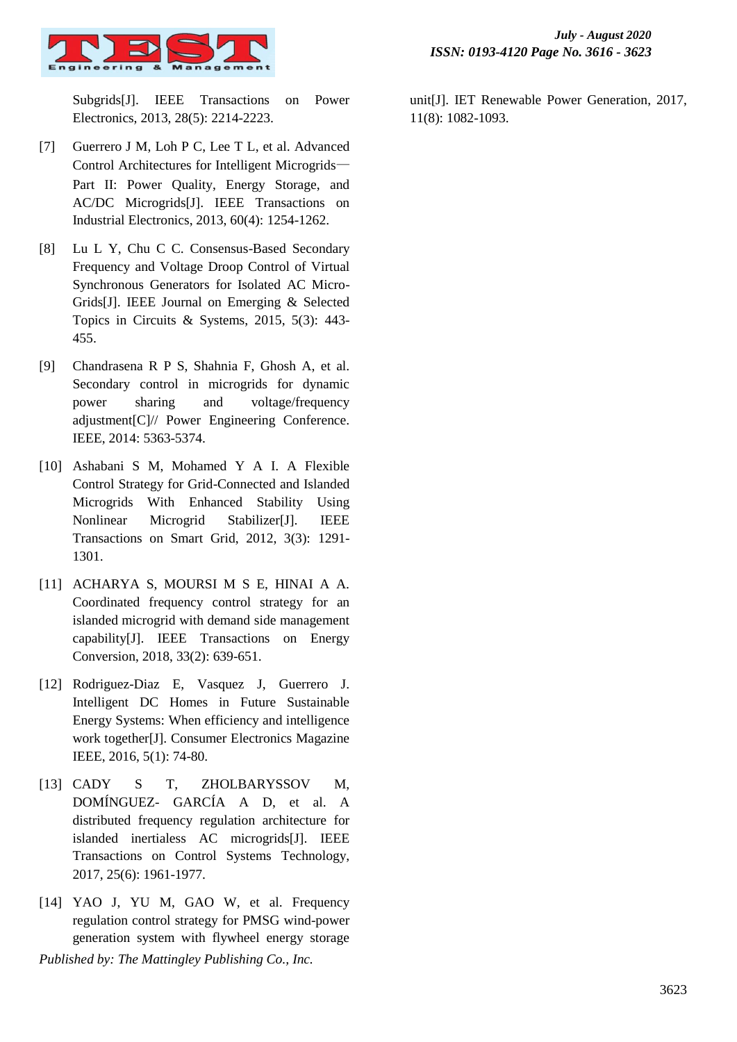Subgrids[J]. IEEE Transactions on Power Electronics, 2013, 28(5): 2214-2223.

[7] Guerrero J M, Loh P C, Lee T L, et al. Advanced Control Architectures for Intelligent Microgrids—Part II: Power Quality, Energy Storage, and AC/DC Microgrids[J]. IEEE Transactions on Industrial Electronics, 2013, 60(4): 1254-1262.

[8] Lu L Y, Chu C C. Consensus-Based Secondary Frequency and Voltage Droop Control of Virtual Synchronous Generators for Isolated AC Micro-Grids[J]. IEEE Journal on Emerging & Selected Topics in Circuits & Systems, 2015, 5(3): 443-455.

[9] Chandrasena R P S, Shahnia F, Ghosh A, et al. Secondary control in microgrids for dynamic power sharing and voltage/frequency adjustment[C]// Power Engineering Conference. IEEE, 2014: 5363-5374.

[10] Ashabani S M, Mohamed Y A I. A Flexible Control Strategy for Grid-Connected and Islanded Microgrids With Enhanced Stability Using Nonlinear Microgrid Stabilizer[J]. IEEE Transactions on Smart Grid, 2012, 3(3): 1291-1301.

[11] ACHARYA S, MOURSI M S E, HINAI A A. Coordinated frequency control strategy for an islanded microgrid with demand side management capability[J]. IEEE Transactions on Energy Conversion, 2018, 33(2): 639-651.

[12] Rodriguez-Diaz E, Vasquez J, Guerrero J. Intelligent DC Homes in Future Sustainable Energy Systems: When efficiency and intelligence work together[J]. Consumer Electronics Magazine IEEE, 2016, 5(1): 74-80.

[13] CADY S T, ZHOLBARYSSOV M, DOMÍNGUEZ- GARCÍA A D, et al. A distributed frequency regulation architecture for islanded inertialess AC microgrids[J]. IEEE Transactions on Control Systems Technology, 2017, 25(6): 1961-1977.

[14] YAO J, YU M, GAO W, et al. Frequency regulation control strategy for PMSG wind-power generation system with flywheel energy storage unit[J]. IET Renewable Power Generation, 2017, 11(8): 1082-1093.